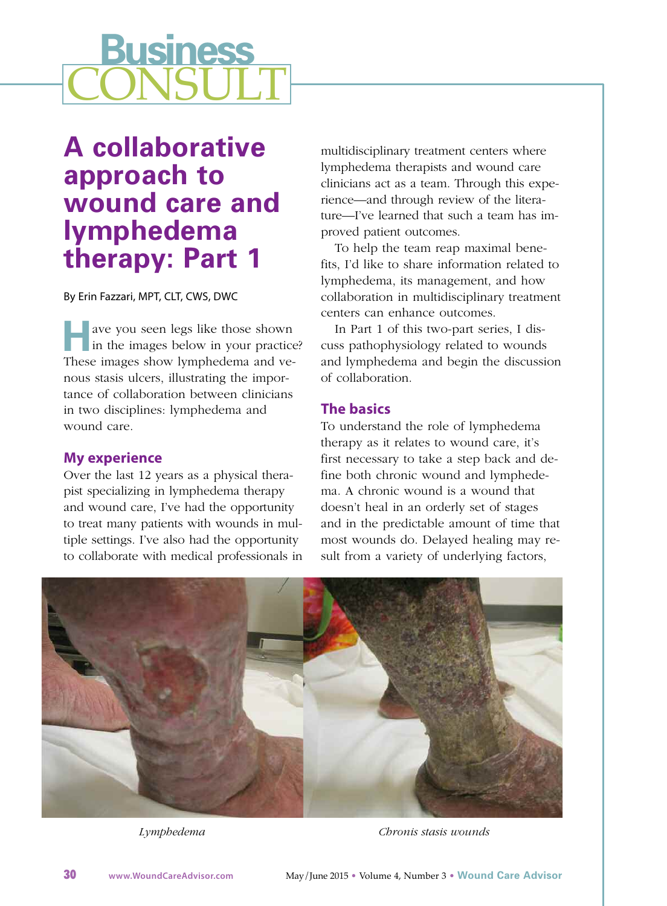# Business CONSULT

## A collaborative approach to wound care and lymphedema therapy: Part 1

By Erin Fazzari, MPT, CLT, CWS, DWC

Have you seen legs like those shown in the images below in your practice? These images show lymphedema and venous stasis ulcers, illustrating the importance of collaboration between clinicians in two disciplines: lymphedema and wound care.

### My experience

Over the last 12 years as a physical therapist specializing in lymphedema therapy and wound care, I've had the opportunity to treat many patients with wounds in multiple settings. I've also had the opportunity to collaborate with medical professionals in multidisciplinary treatment centers where lymphedema therapists and wound care clinicians act as a team. Through this experience—and through review of the literature—I've learned that such a team has improved patient outcomes.

To help the team reap maximal benefits, I'd like to share information related to lymphedema, its management, and how collaboration in multidisciplinary treatment centers can enhance outcomes.

In Part 1 of this two-part series, I discuss pathophysiology related to wounds and lymphedema and begin the discussion of collaboration.

### The basics

To understand the role of lymphedema therapy as it relates to wound care, it's first necessary to take a step back and define both chronic wound and lymphedema. A chronic wound is a wound that doesn't heal in an orderly set of stages and in the predictable amount of time that most wounds do. Delayed healing may result from a variety of underlying factors,

*Lymphedema*

*Chronis stasis wounds*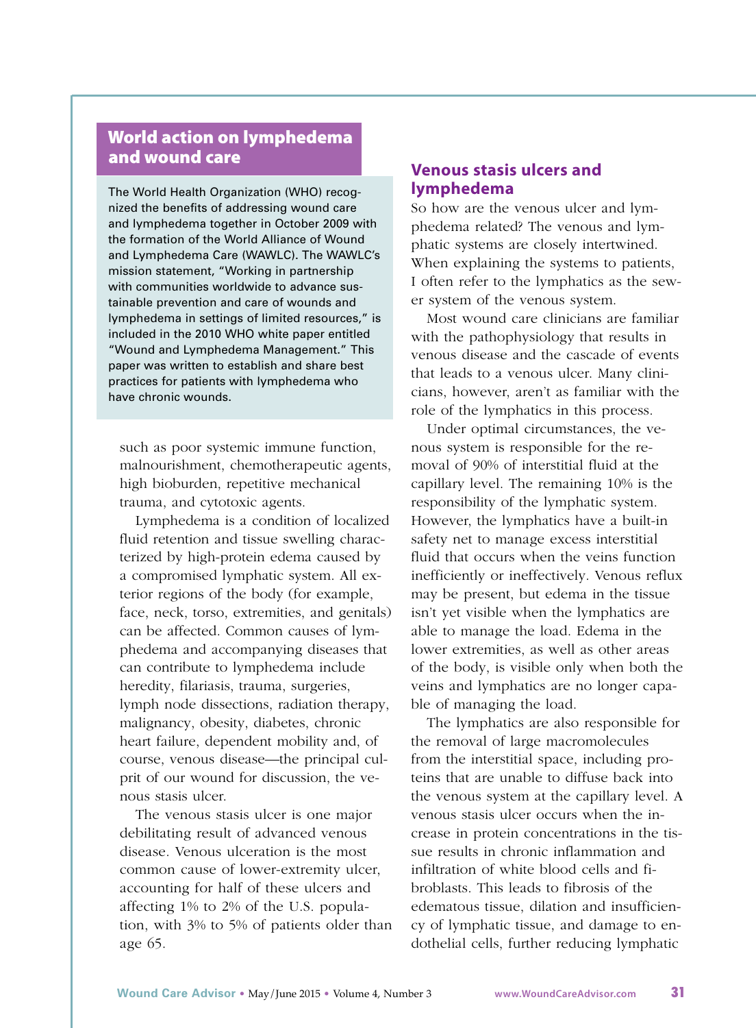## World action on lymphedema and wound care

The World Health Organization (WHO) recognized the benefits of addressing wound care and lymphedema together in October 2009 with the formation of the World Alliance of Wound and Lymphedema Care (WAWLC). The WAWLC's mission statement, "Working in partnership with communities worldwide to advance sustainable prevention and care of wounds and lymphedema in settings of limited resources," is included in the 2010 WHO white paper entitled "Wound and Lymphedema Management." This paper was written to establish and share best practices for patients with lymphedema who have chronic wounds.

such as poor systemic immune function, malnourishment, chemotherapeutic agents, high bioburden, repetitive mechanical trauma, and cytotoxic agents.

Lymphedema is a condition of localized fluid retention and tissue swelling characterized by high-protein edema caused by a compromised lymphatic system. All exterior regions of the body (for example, face, neck, torso, extremities, and genitals) can be affected. Common causes of lymphedema and accompanying diseases that can contribute to lymphedema include heredity, filariasis, trauma, surgeries, lymph node dissections, radiation therapy, malignancy, obesity, diabetes, chronic heart failure, dependent mobility and, of course, venous disease—the principal culprit of our wound for discussion, the venous stasis ulcer.

The venous stasis ulcer is one major debilitating result of advanced venous disease. Venous ulceration is the most common cause of lower-extremity ulcer, accounting for half of these ulcers and affecting 1% to 2% of the U.S. population, with 3% to 5% of patients older than age 65.

## Venous stasis ulcers and lymphedema

So how are the venous ulcer and lymphedema related? The venous and lymphatic systems are closely intertwined. When explaining the systems to patients, I often refer to the lymphatics as the sewer system of the venous system.

Most wound care clinicians are familiar with the pathophysiology that results in venous disease and the cascade of events that leads to a venous ulcer. Many clinicians, however, aren't as familiar with the role of the lymphatics in this process.

Under optimal circumstances, the venous system is responsible for the removal of 90% of interstitial fluid at the capillary level. The remaining 10% is the responsibility of the lymphatic system. However, the lymphatics have a built-in safety net to manage excess interstitial fluid that occurs when the veins function inefficiently or ineffectively. Venous reflux may be present, but edema in the tissue isn't yet visible when the lymphatics are able to manage the load. Edema in the lower extremities, as well as other areas of the body, is visible only when both the veins and lymphatics are no longer capable of managing the load.

The lymphatics are also responsible for the removal of large macromolecules from the interstitial space, including proteins that are unable to diffuse back into the venous system at the capillary level. A venous stasis ulcer occurs when the increase in protein concentrations in the tissue results in chronic inflammation and infiltration of white blood cells and fibroblasts. This leads to fibrosis of the edematous tissue, dilation and insufficiency of lymphatic tissue, and damage to endothelial cells, further reducing lymphatic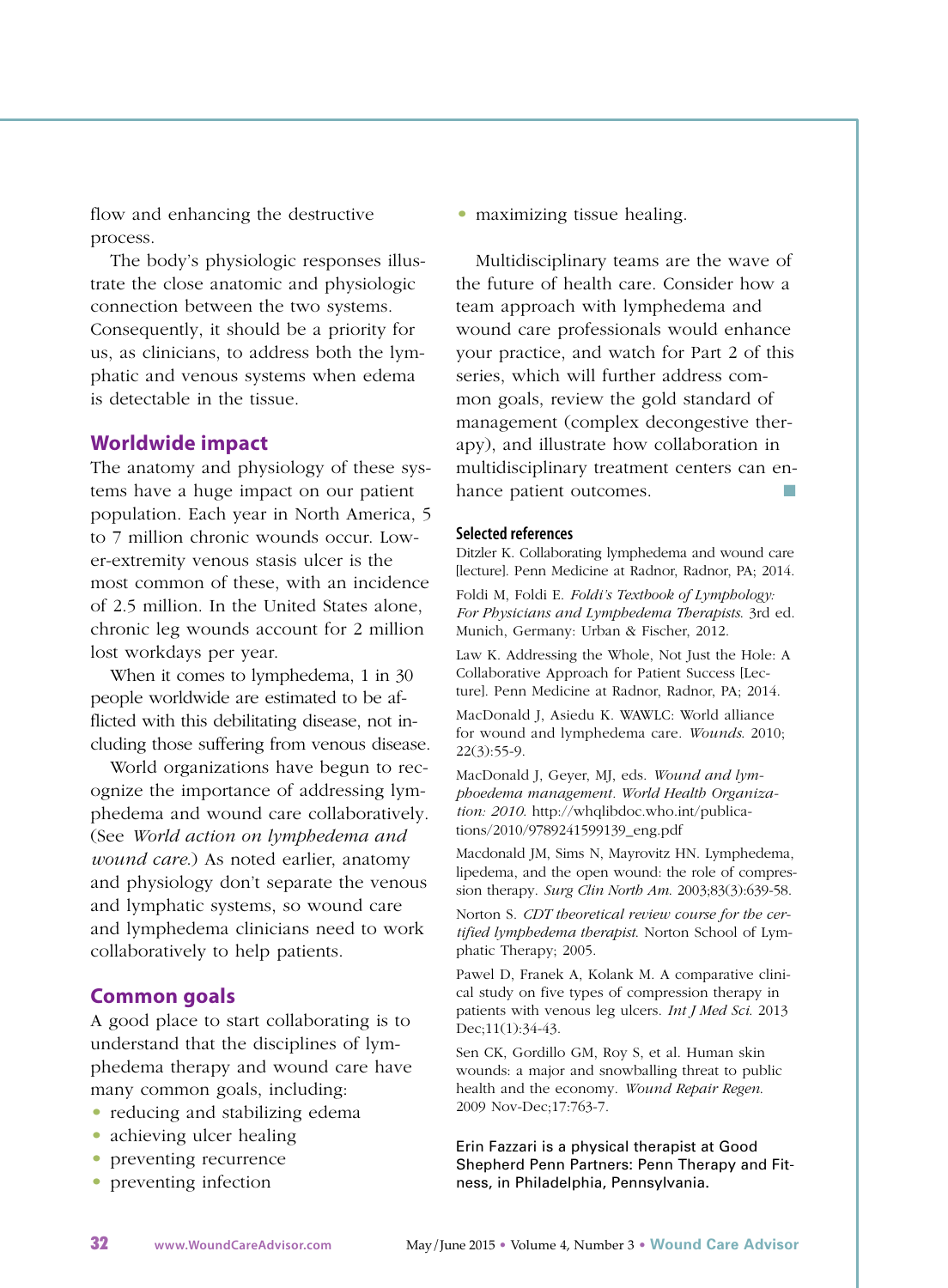flow and enhancing the destructive process.

The body's physiologic responses illustrate the close anatomic and physiologic connection between the two systems. Consequently, it should be a priority for us, as clinicians, to address both the lymphatic and venous systems when edema is detectable in the tissue.

## Worldwide impact

The anatomy and physiology of these systems have a huge impact on our patient population. Each year in North America, 5 to 7 million chronic wounds occur. Lower-extremity venous stasis ulcer is the most common of these, with an incidence of 2.5 million. In the United States alone, chronic leg wounds account for 2 million lost workdays per year.

When it comes to lymphedema, 1 in 30 people worldwide are estimated to be afflicted with this debilitating disease, not including those suffering from venous disease.

World organizations have begun to recognize the importance of addressing lymphedema and wound care collaboratively. (See *World action on lymphedema and wound care*.) As noted earlier, anatomy and physiology don't separate the venous and lymphatic systems, so wound care and lymphedema clinicians need to work collaboratively to help patients.

## Common goals

A good place to start collaborating is to understand that the disciplines of lymphedema therapy and wound care have many common goals, including:

- reducing and stabilizing edema
- achieving ulcer healing
- preventing recurrence
- preventing infection
- maximizing tissue healing.

Multidisciplinary teams are the wave of the future of health care. Consider how a team approach with lymphedema and wound care professionals would enhance your practice, and watch for Part 2 of this series, which will further address common goals, review the gold standard of management (complex decongestive therapy), and illustrate how collaboration in multidisciplinary treatment centers can enhance patient outcomes.

### Selected references

Ditzler K. Collaborating lymphedema and wound care [lecture]. Penn Medicine at Radnor, Radnor, PA; 2014.

Foldi M, Foldi E. *Foldi's Textbook of Lymphology: For Physicians and Lymphedema Therapists.* 3rd ed. Munich, Germany: Urban & Fischer, 2012.

Law K. Addressing the Whole, Not Just the Hole: A Collaborative Approach for Patient Success [Lecture]. Penn Medicine at Radnor, Radnor, PA; 2014.

MacDonald J, Asiedu K. WAWLC: World alliance for wound and lymphedema care. *Wounds.* 2010; 22(3):55-9.

MacDonald J, Geyer, MJ, eds. *Wound and lymphoedema management. World Health Organization: 2010.* http://whqlibdoc.who.int/publications/2010/9789241599139_eng.pdf

Macdonald JM, Sims N, Mayrovitz HN. Lymphedema, lipedema, and the open wound: the role of compression therapy. *Surg Clin North Am.* 2003;83(3):639-58.

Norton S. *CDT theoretical review course for the certified lymphedema therapist.* Norton School of Lymphatic Therapy; 2005.

Pawel D, Franek A, Kolank M. A comparative clinical study on five types of compression therapy in patients with venous leg ulcers. *Int J Med Sci.* 2013 Dec;11(1):34-43.

Sen CK, Gordillo GM, Roy S, et al. Human skin wounds: a major and snowballing threat to public health and the economy. *Wound Repair Regen.* 2009 Nov-Dec;17:763-7.

Erin Fazzari is a physical therapist at Good Shepherd Penn Partners: Penn Therapy and Fitness, in Philadelphia, Pennsylvania.